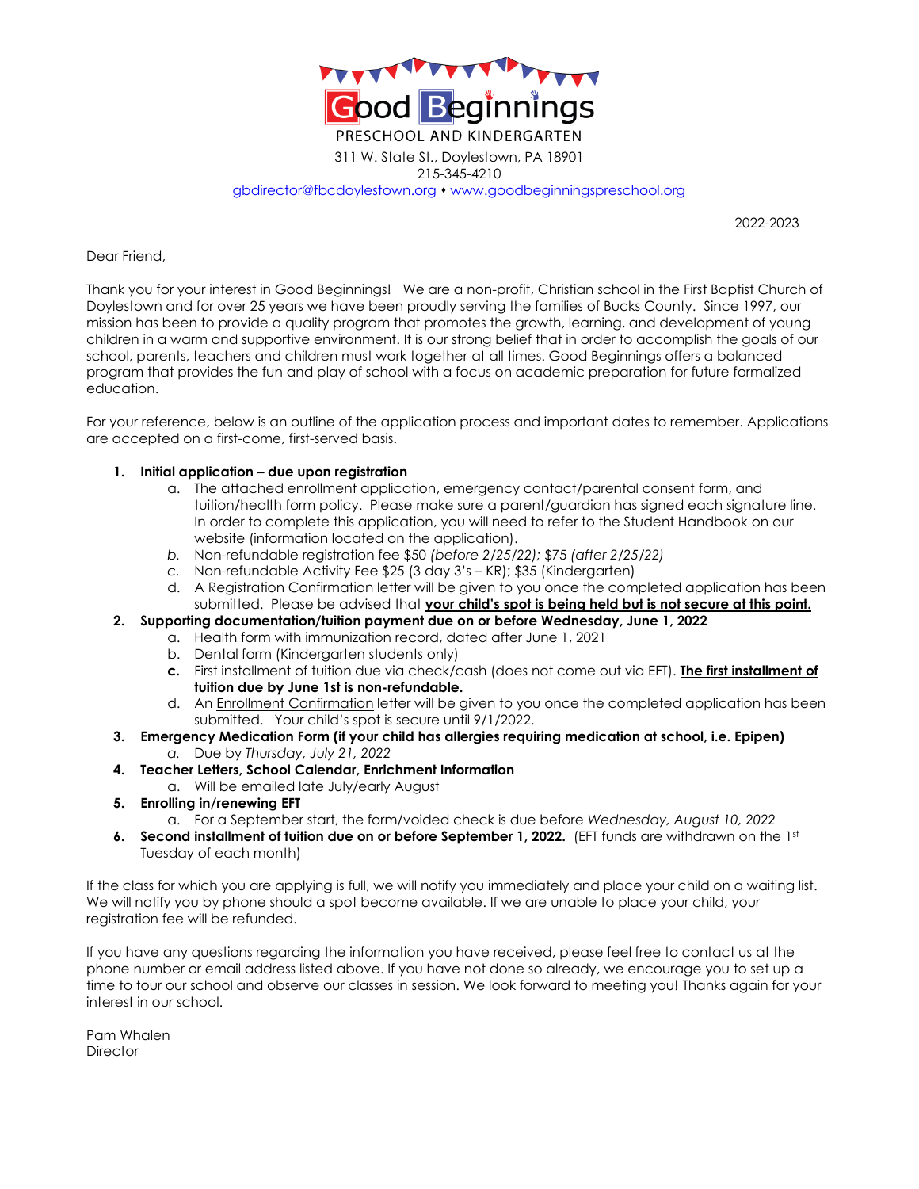# Good Beginnings

PRESCHOOL AND KINDERGARTEN

311 W. State St., Doylestown, PA 18901
215-345-4210
gbdirector@fbcdoylestown.org • www.goodbeginningspreschool.org

2022-2023

Dear Friend,

Thank you for your interest in Good Beginnings! We are a non-profit, Christian school in the First Baptist Church of Doylestown and for over 25 years we have been proudly serving the families of Bucks County. Since 1997, our mission has been to provide a quality program that promotes the growth, learning, and development of young children in a warm and supportive environment. It is our strong belief that in order to accomplish the goals of our school, parents, teachers and children must work together at all times. Good Beginnings offers a balanced program that provides the fun and play of school with a focus on academic preparation for future formalized education.

For your reference, below is an outline of the application process and important dates to remember. Applications are accepted on a first-come, first-served basis.

1. **Initial application – due upon registration**
   a. The attached enrollment application, emergency contact/parental consent form, and tuition/health form policy. Please make sure a parent/guardian has signed each signature line. In order to complete this application, you will need to refer to the Student Handbook on our website (information located on the application).
   *b.* Non-refundable registration fee $50 *(before 2/25/22);* $75 *(after 2/25/22)*
   c. Non-refundable Activity Fee $25 (3 day 3's – KR); $35 (Kindergarten)
   d. A Registration Confirmation letter will be given to you once the completed application has been submitted. Please be advised that **your child's spot is being held but is not secure at this point.**
2. **Supporting documentation/tuition payment due on or before Wednesday, June 1, 2022**
   a. Health form with immunization record, dated after June 1, 2021
   b. Dental form (Kindergarten students only)
   **c.** First installment of tuition due via check/cash (does not come out via EFT). **The first installment of tuition due by June 1st is non-refundable.**
   d. An Enrollment Confirmation letter will be given to you once the completed application has been submitted. Your child's spot is secure until 9/1/2022.
3. **Emergency Medication Form (if your child has allergies requiring medication at school, i.e. Epipen)**
   *a.* Due by *Thursday, July 21, 2022*
4. **Teacher Letters, School Calendar, Enrichment Information**
   a. Will be emailed late July/early August
5. **Enrolling in/renewing EFT**
   a. For a September start, the form/voided check is due before *Wednesday, August 10, 2022*
6. **Second installment of tuition due on or before September 1, 2022.** (EFT funds are withdrawn on the 1st Tuesday of each month)

If the class for which you are applying is full, we will notify you immediately and place your child on a waiting list. We will notify you by phone should a spot become available. If we are unable to place your child, your registration fee will be refunded.

If you have any questions regarding the information you have received, please feel free to contact us at the phone number or email address listed above. If you have not done so already, we encourage you to set up a time to tour our school and observe our classes in session. We look forward to meeting you! Thanks again for your interest in our school.

Pam Whalen
Director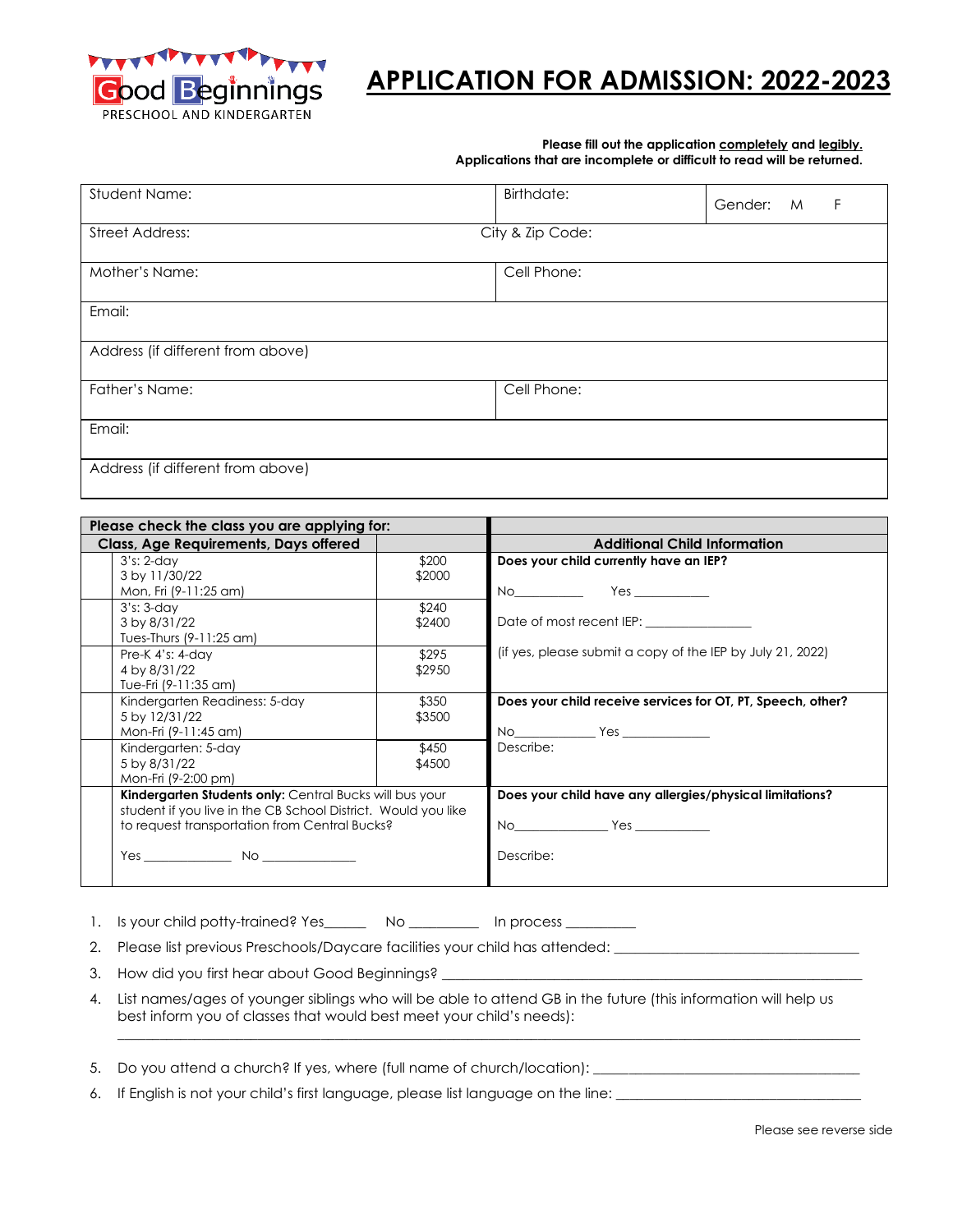Good Beginnings PRESCHOOL AND KINDERGARTEN

# APPLICATION FOR ADMISSION: 2022-2023

**Please fill out the application completely and legibly.**
**Applications that are incomplete or difficult to read will be returned.**

| Student Name: | Birthdate: | Gender: M F |
|---|---|---|
| Street Address: | City & Zip Code: | |
| Mother's Name: | Cell Phone: | |
| Email: | | |
| Address (if different from above) | | |
| Father's Name: | Cell Phone: | |
| Email: | | |
| Address (if different from above) | | |

| | **Please check the class you are applying for:** | | **Additional Child Information** |
|---|---|---|---|
| | **Class, Age Requirements, Days offered** | | |
| | 3's: 2-day<br>3 by 11/30/22<br>Mon, Fri (9-11:25 am) | $200<br>$2000 | **Does your child currently have an IEP?**<br>No__________ Yes ___________<br>Date of most recent IEP: _______________<br>(if yes, please submit a copy of the IEP by July 21, 2022) |
| | 3's: 3-day<br>3 by 8/31/22<br>Tues-Thurs (9-11:25 am) | $240<br>$2400 | |
| | Pre-K 4's: 4-day<br>4 by 8/31/22<br>Tue-Fri (9-11:35 am) | $295<br>$2950 | |
| | Kindergarten Readiness: 5-day<br>5 by 12/31/22<br>Mon-Fri (9-11:45 am) | $350<br>$3500 | **Does your child receive services for OT, PT, Speech, other?**<br>No____________ Yes _____________<br>Describe: |
| | Kindergarten: 5-day<br>5 by 8/31/22<br>Mon-Fri (9-2:00 pm) | $450<br>$4500 | |
| | **Kindergarten Students only:** Central Bucks will bus your student if you live in the CB School District. Would you like to request transportation from Central Bucks?<br>Yes _____________ No ______________ | | **Does your child have any allergies/physical limitations?**<br>No______________ Yes ___________<br>Describe: |

1. Is your child potty-trained? Yes______ No _________ In process _________
2. Please list previous Preschools/Daycare facilities your child has attended: ________________________________
3. How did you first hear about Good Beginnings? ________________________________________________________
4. List names/ages of younger siblings who will be able to attend GB in the future (this information will help us best inform you of classes that would best meet your child's needs):
   ______________________________________________________________________________________________
5. Do you attend a church? If yes, where (full name of church/location): ____________________________________
6. If English is not your child's first language, please list language on the line: _________________________________

Please see reverse side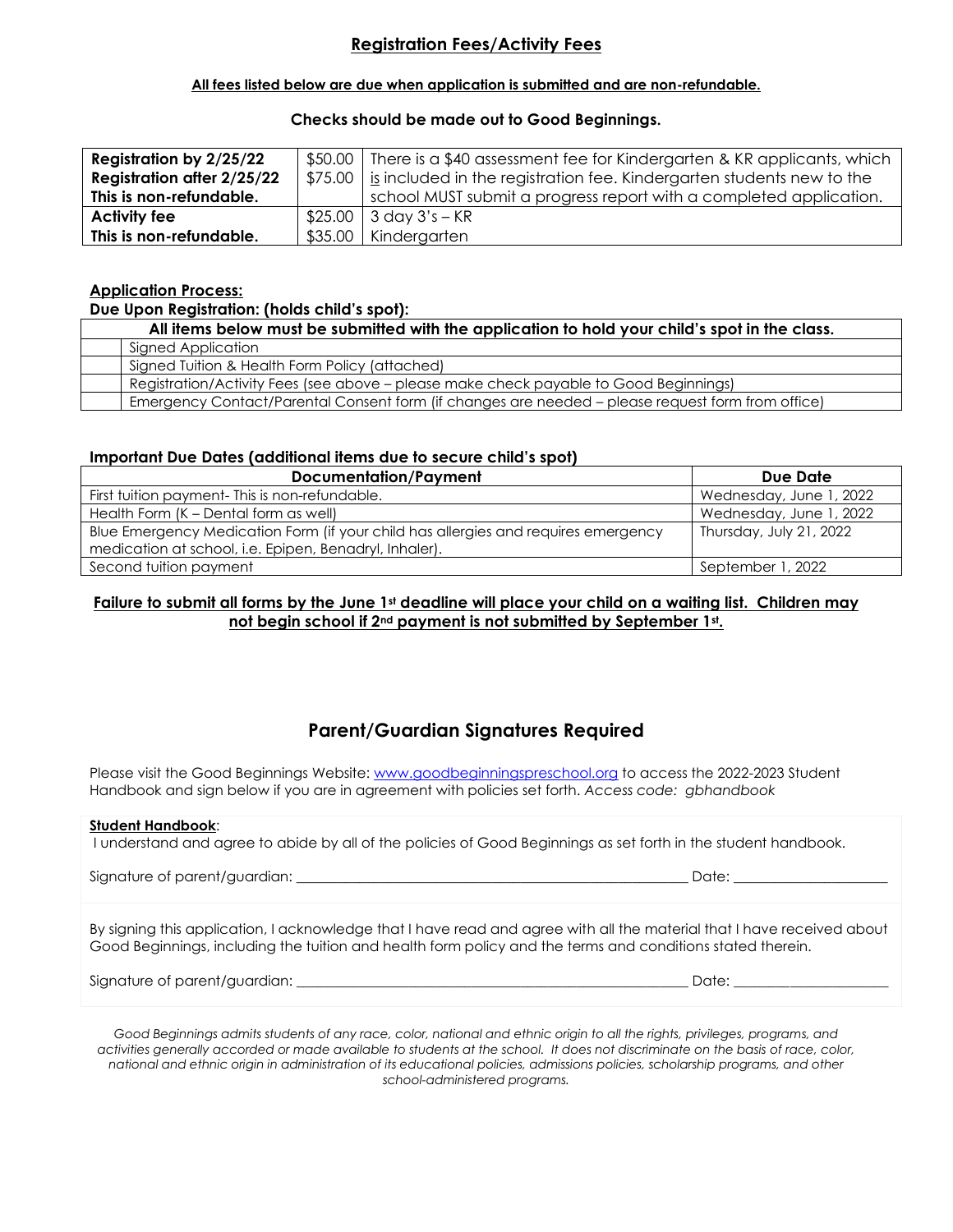## Registration Fees/Activity Fees

**All fees listed below are due when application is submitted and are non-refundable.**

**Checks should be made out to Good Beginnings.**

| | | |
|---|---|---|
| **Registration by 2/25/22**<br>**Registration after 2/25/22**<br>**This is non-refundable.** | \$50.00<br>\$75.00 | There is a \$40 assessment fee for Kindergarten & KR applicants, which is included in the registration fee. Kindergarten students new to the school MUST submit a progress report with a completed application. |
| **Activity fee**<br>**This is non-refundable.** | \$25.00<br>\$35.00 | 3 day 3's – KR<br>Kindergarten |

**Application Process:**

**Due Upon Registration: (holds child's spot):**

| | All items below must be submitted with the application to hold your child's spot in the class. |
|---|---|
| | Signed Application |
| | Signed Tuition & Health Form Policy (attached) |
| | Registration/Activity Fees (see above – please make check payable to Good Beginnings) |
| | Emergency Contact/Parental Consent form (if changes are needed – please request form from office) |

**Important Due Dates (additional items due to secure child's spot)**

| Documentation/Payment | Due Date |
|---|---|
| First tuition payment- This is non-refundable. | Wednesday, June 1, 2022 |
| Health Form (K – Dental form as well) | Wednesday, June 1, 2022 |
| Blue Emergency Medication Form (if your child has allergies and requires emergency medication at school, i.e. Epipen, Benadryl, Inhaler). | Thursday, July 21, 2022 |
| Second tuition payment | September 1, 2022 |

**Failure to submit all forms by the June 1st deadline will place your child on a waiting list. Children may not begin school if 2nd payment is not submitted by September 1st.**

## Parent/Guardian Signatures Required

Please visit the Good Beginnings Website: www.goodbeginningspreschool.org to access the 2022-2023 Student Handbook and sign below if you are in agreement with policies set forth. *Access code: gbhandbook*

**Student Handbook**:
I understand and agree to abide by all of the policies of Good Beginnings as set forth in the student handbook.

Signature of parent/guardian: ______________________________ Date: ______________

By signing this application, I acknowledge that I have read and agree with all the material that I have received about Good Beginnings, including the tuition and health form policy and the terms and conditions stated therein.

Signature of parent/guardian: ______________________________ Date: ______________

*Good Beginnings admits students of any race, color, national and ethnic origin to all the rights, privileges, programs, and activities generally accorded or made available to students at the school. It does not discriminate on the basis of race, color, national and ethnic origin in administration of its educational policies, admissions policies, scholarship programs, and other school-administered programs.*